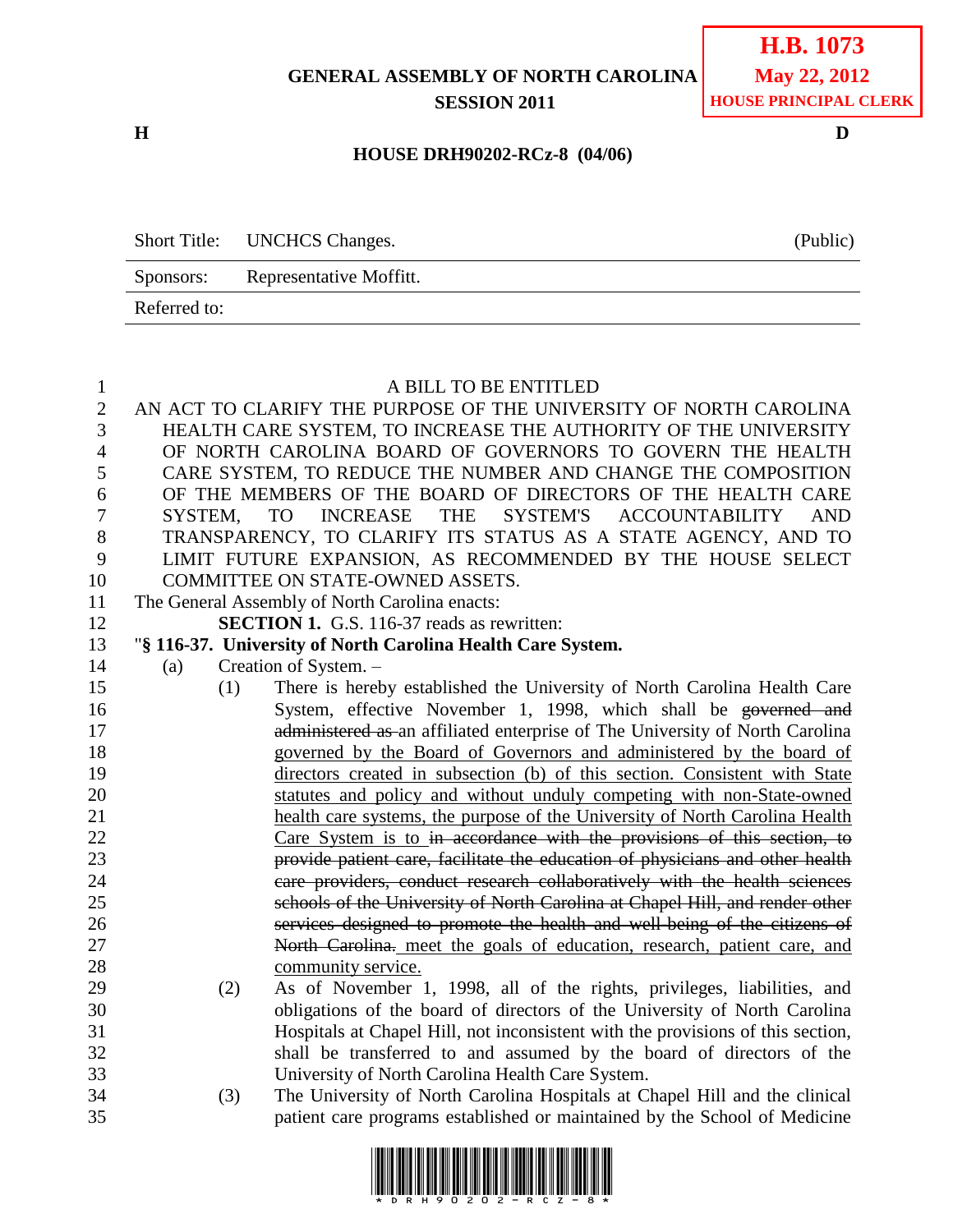**H.B. 1073**
**May 22, 2012**
**HOUSE PRINCIPAL CLERK**

**GENERAL ASSEMBLY OF NORTH CAROLINA**
**SESSION 2011**

**H** **D**

**HOUSE DRH90202-RCz-8 (04/06)**

| Short Title: | UNCHCS Changes. | (Public) |
|---|---|---|
| Sponsors: | Representative Moffitt. | |
| Referred to: | | |

A BILL TO BE ENTITLED

AN ACT TO CLARIFY THE PURPOSE OF THE UNIVERSITY OF NORTH CAROLINA HEALTH CARE SYSTEM, TO INCREASE THE AUTHORITY OF THE UNIVERSITY OF NORTH CAROLINA BOARD OF GOVERNORS TO GOVERN THE HEALTH CARE SYSTEM, TO REDUCE THE NUMBER AND CHANGE THE COMPOSITION OF THE MEMBERS OF THE BOARD OF DIRECTORS OF THE HEALTH CARE SYSTEM, TO INCREASE THE SYSTEM'S ACCOUNTABILITY AND TRANSPARENCY, TO CLARIFY ITS STATUS AS A STATE AGENCY, AND TO LIMIT FUTURE EXPANSION, AS RECOMMENDED BY THE HOUSE SELECT COMMITTEE ON STATE-OWNED ASSETS.

The General Assembly of North Carolina enacts:

**SECTION 1.** G.S. 116-37 reads as rewritten:

"**§ 116-37. University of North Carolina Health Care System.**

(a) Creation of System. –

(1) There is hereby established the University of North Carolina Health Care System, effective November 1, 1998, which shall be ~~governed and administered as~~ an affiliated enterprise of The University of North Carolina <u>governed by the Board of Governors and administered by the board of directors created in subsection (b) of this section. Consistent with State statutes and policy and without unduly competing with non-State-owned health care systems, the purpose of the University of North Carolina Health Care System is to</u> ~~in accordance with the provisions of this section, to provide patient care, facilitate the education of physicians and other health care providers, conduct research collaboratively with the health sciences schools of the University of North Carolina at Chapel Hill, and render other services designed to promote the health and well-being of the citizens of North Carolina.~~ <u>meet the goals of education, research, patient care, and community service.</u>

(2) As of November 1, 1998, all of the rights, privileges, liabilities, and obligations of the board of directors of the University of North Carolina Hospitals at Chapel Hill, not inconsistent with the provisions of this section, shall be transferred to and assumed by the board of directors of the University of North Carolina Health Care System.

(3) The University of North Carolina Hospitals at Chapel Hill and the clinical patient care programs established or maintained by the School of Medicine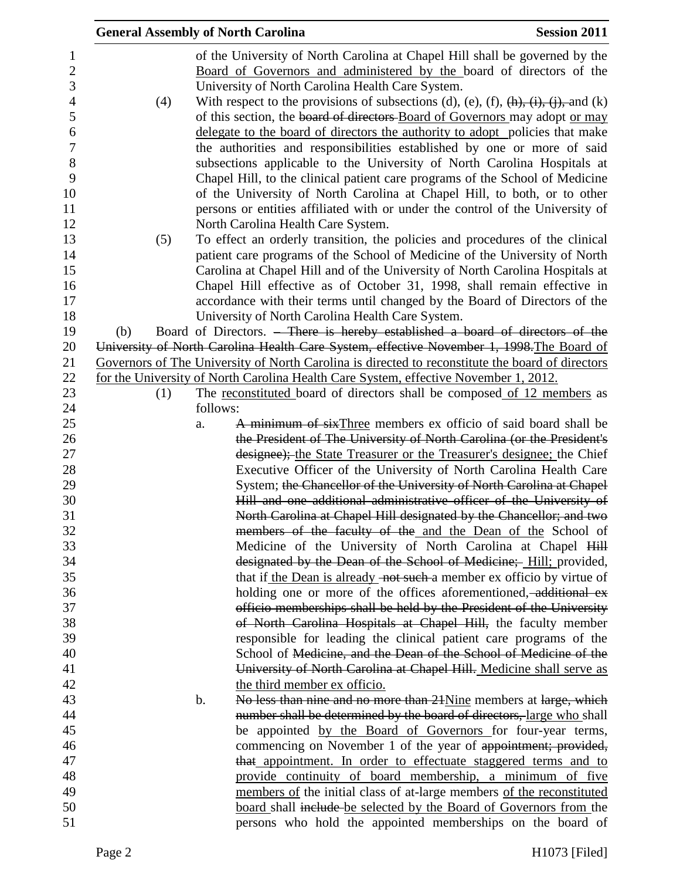of the University of North Carolina at Chapel Hill shall be governed by the <u>Board of Governors and administered by the</u> board of directors of the University of North Carolina Health Care System.

(4) With respect to the provisions of subsections (d), (e), (f), ~~(h), (i), (j),~~ and (k) of this section, the ~~board of directors~~ <u>Board of Governors</u> may adopt <u>or may delegate to the board of directors the authority to adopt</u> policies that make the authorities and responsibilities established by one or more of said subsections applicable to the University of North Carolina Hospitals at Chapel Hill, to the clinical patient care programs of the School of Medicine of the University of North Carolina at Chapel Hill, to both, or to other persons or entities affiliated with or under the control of the University of North Carolina Health Care System.

(5) To effect an orderly transition, the policies and procedures of the clinical patient care programs of the School of Medicine of the University of North Carolina at Chapel Hill and of the University of North Carolina Hospitals at Chapel Hill effective as of October 31, 1998, shall remain effective in accordance with their terms until changed by the Board of Directors of the University of North Carolina Health Care System.

(b) Board of Directors. ~~– There is hereby established a board of directors of the University of North Carolina Health Care System, effective November 1, 1998.~~<u>The Board of Governors of The University of North Carolina is directed to reconstitute the board of directors for the University of North Carolina Health Care System, effective November 1, 2012.</u>

(1) The <u>reconstituted</u> board of directors shall be composed <u>of 12 members</u> as follows:

a. ~~A minimum of six~~<u>Three</u> members ex officio of said board shall be ~~the President of The University of North Carolina (or the President's designee);~~ the State Treasurer or the Treasurer's designee; the Chief Executive Officer of the University of North Carolina Health Care System; ~~the Chancellor of the University of North Carolina at Chapel Hill and one additional administrative officer of the University of North Carolina at Chapel Hill designated by the Chancellor; and two members of the faculty of the~~ <u>and the Dean of the</u> School of Medicine of the University of North Carolina at Chapel ~~Hill designated by the Dean of the School of Medicine;~~ <u>Hill; provided,</u> that if <u>the Dean is already</u> ~~not such~~ a member ex officio by virtue of holding one or more of the offices aforementioned, ~~additional ex officio memberships shall be held by the President of the University of North Carolina Hospitals at Chapel Hill,~~ the faculty member responsible for leading the clinical patient care programs of the School of ~~Medicine, and the Dean of the School of Medicine of the University of North Carolina at Chapel Hill.~~ <u>Medicine shall serve as the third member ex officio.</u>

b. ~~No less than nine and no more than 21~~<u>Nine</u> members at ~~large, which number shall be determined by the board of directors,~~ <u>large who</u> shall be appointed <u>by the Board of Governors</u> for four-year terms, commencing on November 1 of the year of ~~appointment; provided, that~~ <u>appointment. In order to effectuate staggered terms and to provide continuity of board membership, a minimum of five members of</u> the initial class of at-large members <u>of the reconstituted board</u> shall ~~include~~ <u>be selected by the Board of Governors from</u> the persons who hold the appointed memberships on the board of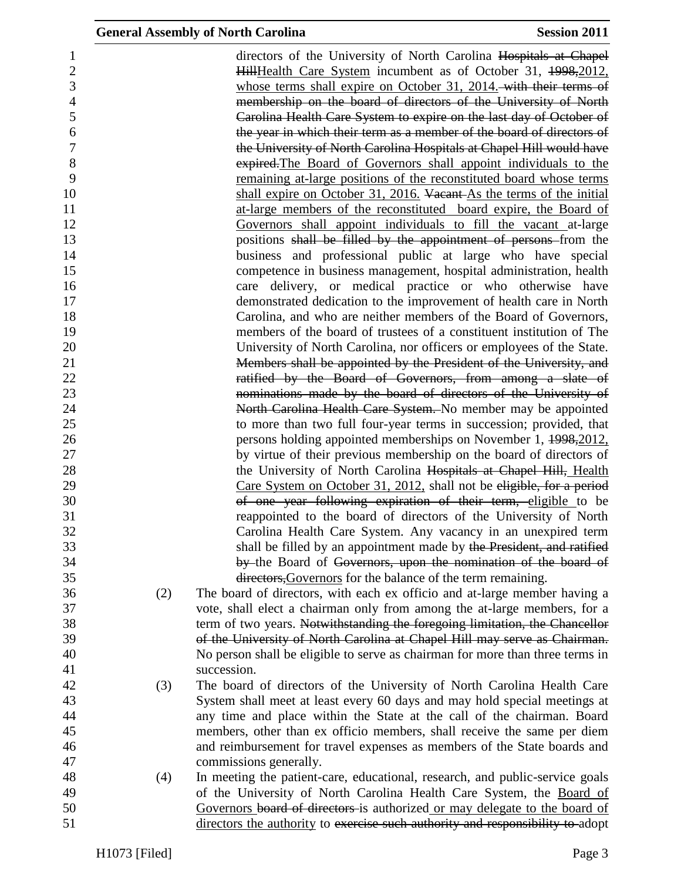directors of the University of North Carolina ~~Hospitals at Chapel Hill~~Health Care System incumbent as of October 31, ~~1998,~~2012, whose terms shall expire on October 31, 2014. ~~with their terms of membership on the board of directors of the University of North Carolina Health Care System to expire on the last day of October of the year in which their term as a member of the board of directors of the University of North Carolina Hospitals at Chapel Hill would have expired.~~The Board of Governors shall appoint individuals to the remaining at-large positions of the reconstituted board whose terms shall expire on October 31, 2016. ~~Vacant~~ As the terms of the initial at-large members of the reconstituted board expire, the Board of Governors shall appoint individuals to fill the vacant at-large positions ~~shall be filled by the appointment of persons~~ from the business and professional public at large who have special competence in business management, hospital administration, health care delivery, or medical practice or who otherwise have demonstrated dedication to the improvement of health care in North Carolina, and who are neither members of the Board of Governors, members of the board of trustees of a constituent institution of The University of North Carolina, nor officers or employees of the State. ~~Members shall be appointed by the President of the University, and ratified by the Board of Governors, from among a slate of nominations made by the board of directors of the University of North Carolina Health Care System.~~ No member may be appointed to more than two full four-year terms in succession; provided, that persons holding appointed memberships on November 1, ~~1998,~~2012, by virtue of their previous membership on the board of directors of the University of North Carolina ~~Hospitals at Chapel Hill,~~ Health Care System on October 31, 2012, shall not be ~~eligible, for a period of one year following expiration of their term,~~ eligible to be reappointed to the board of directors of the University of North Carolina Health Care System. Any vacancy in an unexpired term shall be filled by an appointment made by ~~the President, and ratified by~~ the Board of ~~Governors, upon the nomination of the board of directors,~~Governors for the balance of the term remaining.

(2) The board of directors, with each ex officio and at-large member having a vote, shall elect a chairman only from among the at-large members, for a term of two years. ~~Notwithstanding the foregoing limitation, the Chancellor of the University of North Carolina at Chapel Hill may serve as Chairman.~~ No person shall be eligible to serve as chairman for more than three terms in succession.

(3) The board of directors of the University of North Carolina Health Care System shall meet at least every 60 days and may hold special meetings at any time and place within the State at the call of the chairman. Board members, other than ex officio members, shall receive the same per diem and reimbursement for travel expenses as members of the State boards and commissions generally.

(4) In meeting the patient-care, educational, research, and public-service goals of the University of North Carolina Health Care System, the Board of Governors ~~board of directors~~ is authorized or may delegate to the board of directors the authority to ~~exercise such authority and responsibility to~~ adopt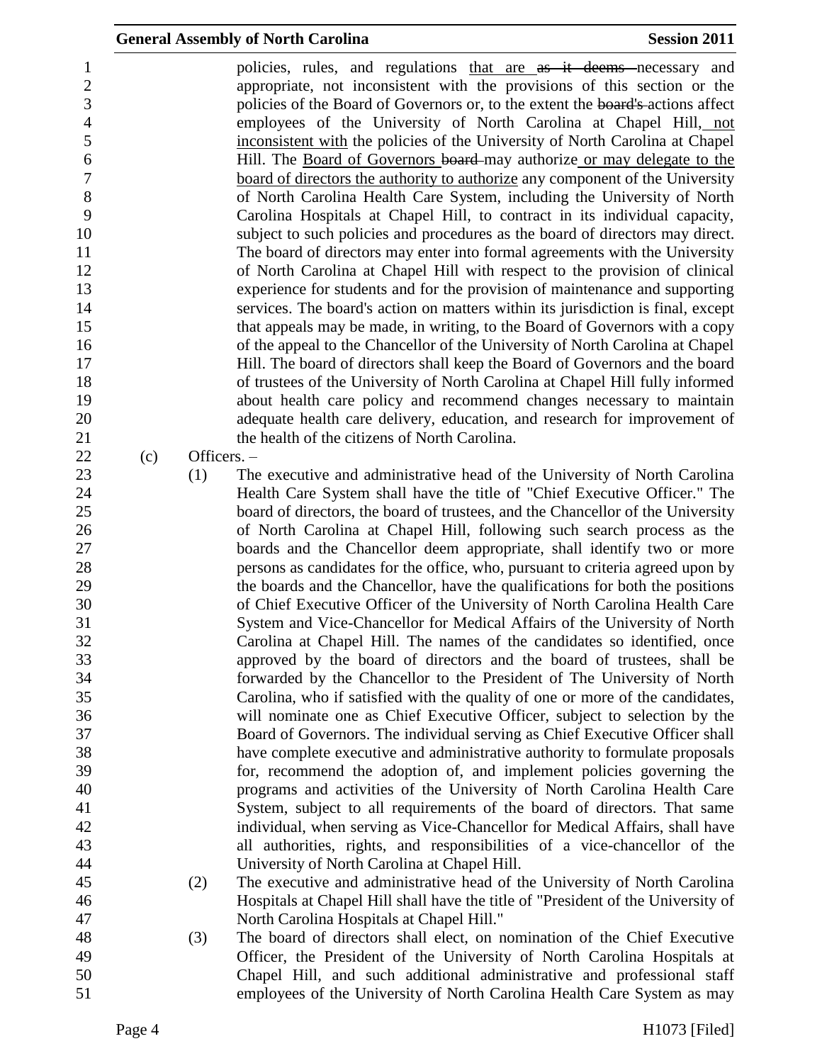policies, rules, and regulations that are ~~as it deems~~ necessary and appropriate, not inconsistent with the provisions of this section or the policies of the Board of Governors or, to the extent the ~~board's~~ actions affect employees of the University of North Carolina at Chapel Hill, not inconsistent with the policies of the University of North Carolina at Chapel Hill. The Board of Governors ~~board~~ may authorize or may delegate to the board of directors the authority to authorize any component of the University of North Carolina Health Care System, including the University of North Carolina Hospitals at Chapel Hill, to contract in its individual capacity, subject to such policies and procedures as the board of directors may direct. The board of directors may enter into formal agreements with the University of North Carolina at Chapel Hill with respect to the provision of clinical experience for students and for the provision of maintenance and supporting services. The board's action on matters within its jurisdiction is final, except that appeals may be made, in writing, to the Board of Governors with a copy of the appeal to the Chancellor of the University of North Carolina at Chapel Hill. The board of directors shall keep the Board of Governors and the board of trustees of the University of North Carolina at Chapel Hill fully informed about health care policy and recommend changes necessary to maintain adequate health care delivery, education, and research for improvement of the health of the citizens of North Carolina.

(c) Officers. –

(1) The executive and administrative head of the University of North Carolina Health Care System shall have the title of "Chief Executive Officer." The board of directors, the board of trustees, and the Chancellor of the University of North Carolina at Chapel Hill, following such search process as the boards and the Chancellor deem appropriate, shall identify two or more persons as candidates for the office, who, pursuant to criteria agreed upon by the boards and the Chancellor, have the qualifications for both the positions of Chief Executive Officer of the University of North Carolina Health Care System and Vice-Chancellor for Medical Affairs of the University of North Carolina at Chapel Hill. The names of the candidates so identified, once approved by the board of directors and the board of trustees, shall be forwarded by the Chancellor to the President of The University of North Carolina, who if satisfied with the quality of one or more of the candidates, will nominate one as Chief Executive Officer, subject to selection by the Board of Governors. The individual serving as Chief Executive Officer shall have complete executive and administrative authority to formulate proposals for, recommend the adoption of, and implement policies governing the programs and activities of the University of North Carolina Health Care System, subject to all requirements of the board of directors. That same individual, when serving as Vice-Chancellor for Medical Affairs, shall have all authorities, rights, and responsibilities of a vice-chancellor of the University of North Carolina at Chapel Hill.

(2) The executive and administrative head of the University of North Carolina Hospitals at Chapel Hill shall have the title of "President of the University of North Carolina Hospitals at Chapel Hill."

(3) The board of directors shall elect, on nomination of the Chief Executive Officer, the President of the University of North Carolina Hospitals at Chapel Hill, and such additional administrative and professional staff employees of the University of North Carolina Health Care System as may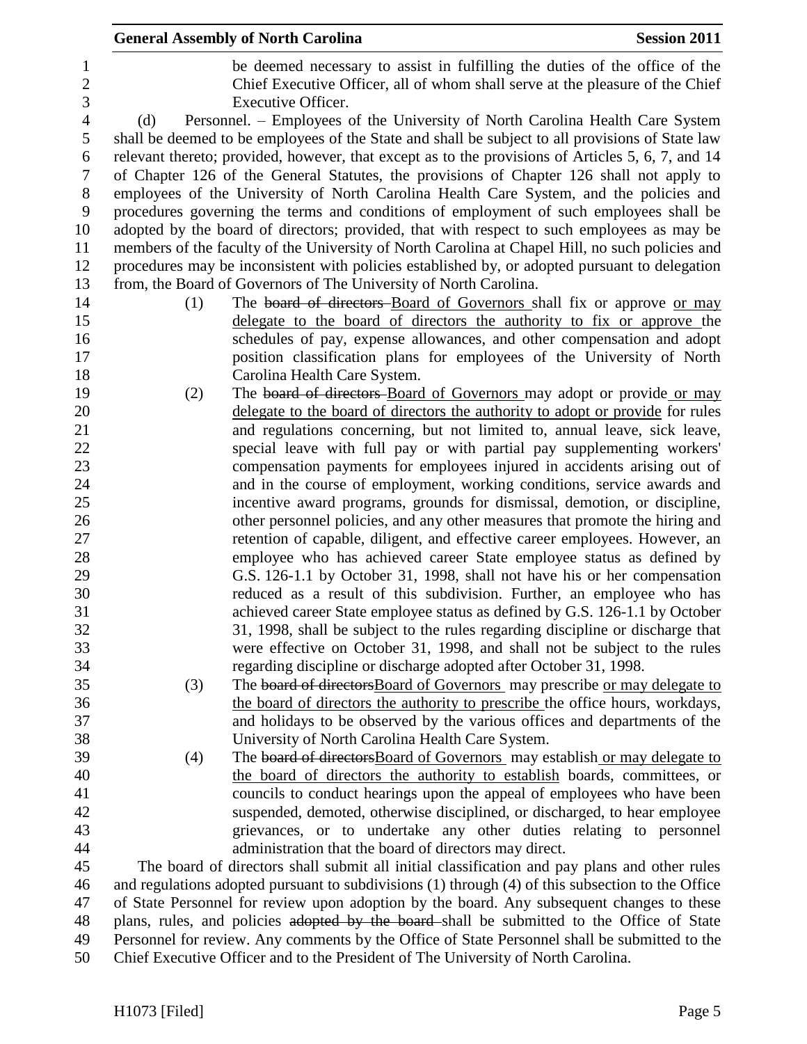be deemed necessary to assist in fulfilling the duties of the office of the Chief Executive Officer, all of whom shall serve at the pleasure of the Chief Executive Officer.

(d) Personnel. – Employees of the University of North Carolina Health Care System shall be deemed to be employees of the State and shall be subject to all provisions of State law relevant thereto; provided, however, that except as to the provisions of Articles 5, 6, 7, and 14 of Chapter 126 of the General Statutes, the provisions of Chapter 126 shall not apply to employees of the University of North Carolina Health Care System, and the policies and procedures governing the terms and conditions of employment of such employees shall be adopted by the board of directors; provided, that with respect to such employees as may be members of the faculty of the University of North Carolina at Chapel Hill, no such policies and procedures may be inconsistent with policies established by, or adopted pursuant to delegation from, the Board of Governors of The University of North Carolina.

(1) The ~~board of directors~~ Board of Governors shall fix or approve or may delegate to the board of directors the authority to fix or approve the schedules of pay, expense allowances, and other compensation and adopt position classification plans for employees of the University of North Carolina Health Care System.

(2) The ~~board of directors~~ Board of Governors may adopt or provide or may delegate to the board of directors the authority to adopt or provide for rules and regulations concerning, but not limited to, annual leave, sick leave, special leave with full pay or with partial pay supplementing workers' compensation payments for employees injured in accidents arising out of and in the course of employment, working conditions, service awards and incentive award programs, grounds for dismissal, demotion, or discipline, other personnel policies, and any other measures that promote the hiring and retention of capable, diligent, and effective career employees. However, an employee who has achieved career State employee status as defined by G.S. 126-1.1 by October 31, 1998, shall not have his or her compensation reduced as a result of this subdivision. Further, an employee who has achieved career State employee status as defined by G.S. 126-1.1 by October 31, 1998, shall be subject to the rules regarding discipline or discharge that were effective on October 31, 1998, and shall not be subject to the rules regarding discipline or discharge adopted after October 31, 1998.

(3) The ~~board of directors~~Board of Governors may prescribe or may delegate to the board of directors the authority to prescribe the office hours, workdays, and holidays to be observed by the various offices and departments of the University of North Carolina Health Care System.

(4) The ~~board of directors~~Board of Governors may establish or may delegate to the board of directors the authority to establish boards, committees, or councils to conduct hearings upon the appeal of employees who have been suspended, demoted, otherwise disciplined, or discharged, to hear employee grievances, or to undertake any other duties relating to personnel administration that the board of directors may direct.

The board of directors shall submit all initial classification and pay plans and other rules and regulations adopted pursuant to subdivisions (1) through (4) of this subsection to the Office of State Personnel for review upon adoption by the board. Any subsequent changes to these plans, rules, and policies ~~adopted by the board~~ shall be submitted to the Office of State Personnel for review. Any comments by the Office of State Personnel shall be submitted to the Chief Executive Officer and to the President of The University of North Carolina.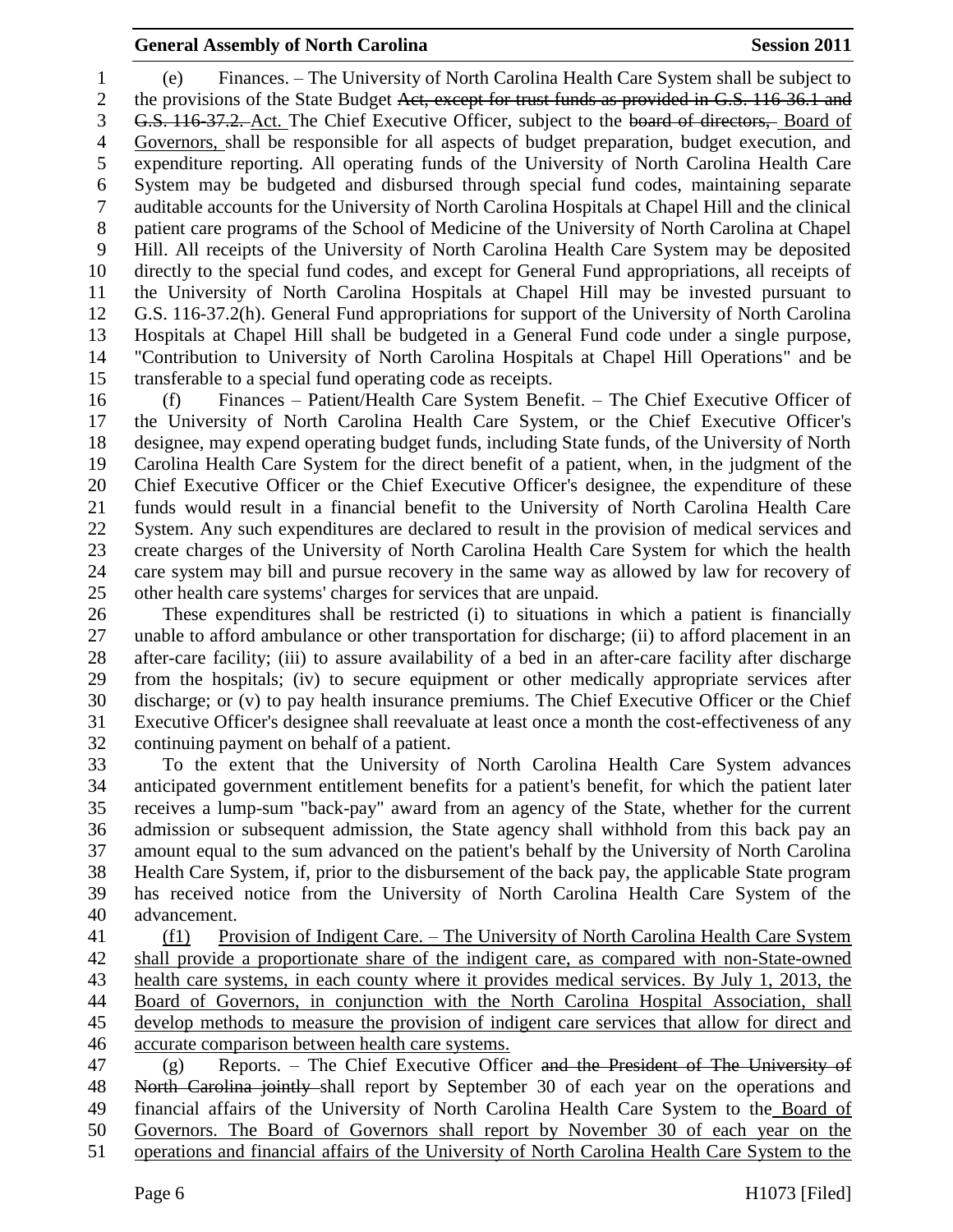(e) Finances. – The University of North Carolina Health Care System shall be subject to the provisions of the State Budget ~~Act, except for trust funds as provided in G.S. 116-36.1 and G.S. 116-37.2.~~ Act. The Chief Executive Officer, subject to the ~~board of directors,~~ Board of Governors, shall be responsible for all aspects of budget preparation, budget execution, and expenditure reporting. All operating funds of the University of North Carolina Health Care System may be budgeted and disbursed through special fund codes, maintaining separate auditable accounts for the University of North Carolina Hospitals at Chapel Hill and the clinical patient care programs of the School of Medicine of the University of North Carolina at Chapel Hill. All receipts of the University of North Carolina Health Care System may be deposited directly to the special fund codes, and except for General Fund appropriations, all receipts of the University of North Carolina Hospitals at Chapel Hill may be invested pursuant to G.S. 116-37.2(h). General Fund appropriations for support of the University of North Carolina Hospitals at Chapel Hill shall be budgeted in a General Fund code under a single purpose, "Contribution to University of North Carolina Hospitals at Chapel Hill Operations" and be transferable to a special fund operating code as receipts.

(f) Finances – Patient/Health Care System Benefit. – The Chief Executive Officer of the University of North Carolina Health Care System, or the Chief Executive Officer's designee, may expend operating budget funds, including State funds, of the University of North Carolina Health Care System for the direct benefit of a patient, when, in the judgment of the Chief Executive Officer or the Chief Executive Officer's designee, the expenditure of these funds would result in a financial benefit to the University of North Carolina Health Care System. Any such expenditures are declared to result in the provision of medical services and create charges of the University of North Carolina Health Care System for which the health care system may bill and pursue recovery in the same way as allowed by law for recovery of other health care systems' charges for services that are unpaid.

These expenditures shall be restricted (i) to situations in which a patient is financially unable to afford ambulance or other transportation for discharge; (ii) to afford placement in an after-care facility; (iii) to assure availability of a bed in an after-care facility after discharge from the hospitals; (iv) to secure equipment or other medically appropriate services after discharge; or (v) to pay health insurance premiums. The Chief Executive Officer or the Chief Executive Officer's designee shall reevaluate at least once a month the cost-effectiveness of any continuing payment on behalf of a patient.

To the extent that the University of North Carolina Health Care System advances anticipated government entitlement benefits for a patient's benefit, for which the patient later receives a lump-sum "back-pay" award from an agency of the State, whether for the current admission or subsequent admission, the State agency shall withhold from this back pay an amount equal to the sum advanced on the patient's behalf by the University of North Carolina Health Care System, if, prior to the disbursement of the back pay, the applicable State program has received notice from the University of North Carolina Health Care System of the advancement.

<u>(f1) Provision of Indigent Care. – The University of North Carolina Health Care System shall provide a proportionate share of the indigent care, as compared with non-State-owned health care systems, in each county where it provides medical services. By July 1, 2013, the Board of Governors, in conjunction with the North Carolina Hospital Association, shall develop methods to measure the provision of indigent care services that allow for direct and accurate comparison between health care systems.</u>

(g) Reports. – The Chief Executive Officer ~~and the President of The University of North Carolina jointly~~ shall report by September 30 of each year on the operations and financial affairs of the University of North Carolina Health Care System to the Board of Governors. The Board of Governors shall report by November 30 of each year on the operations and financial affairs of the University of North Carolina Health Care System to the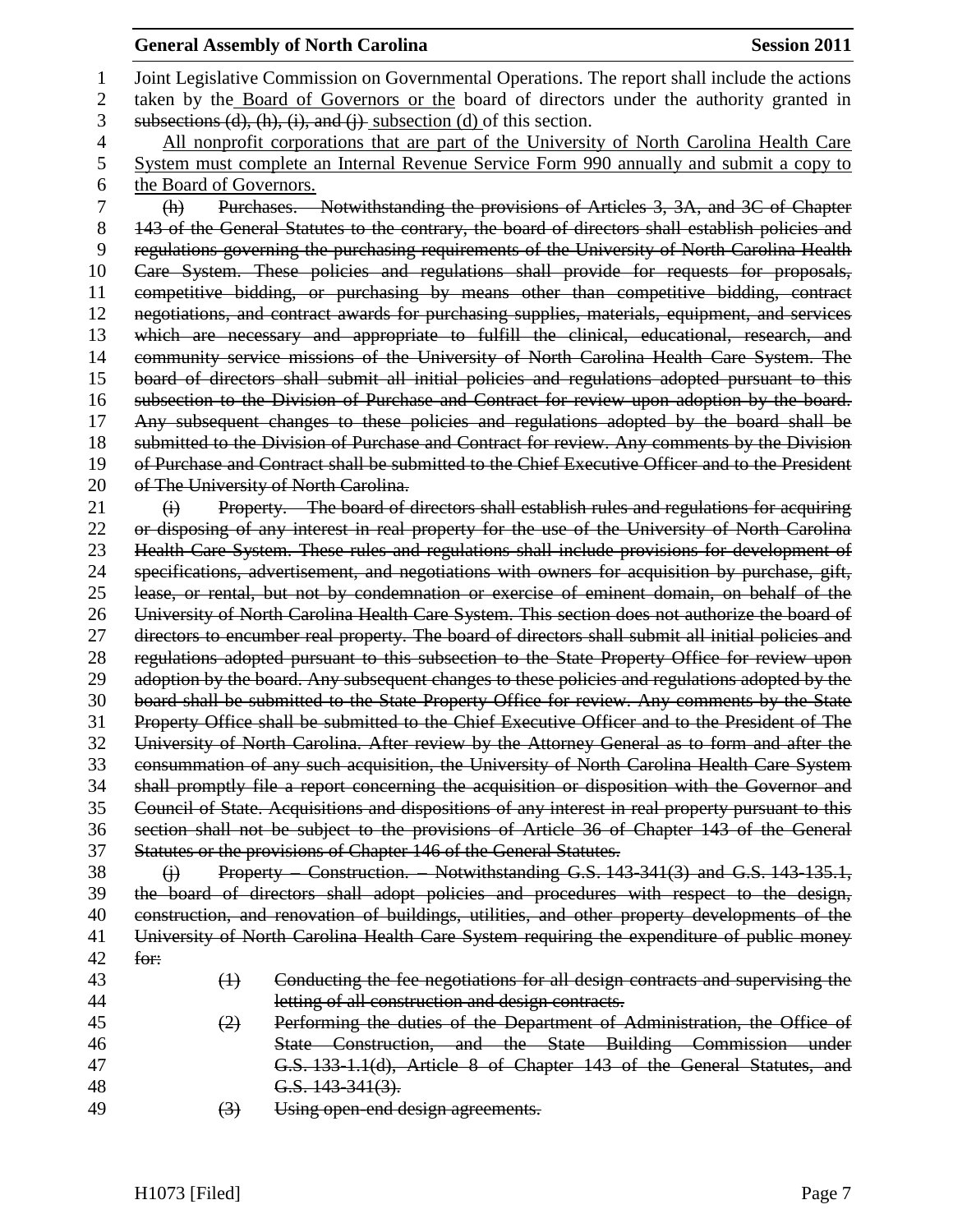Joint Legislative Commission on Governmental Operations. The report shall include the actions taken by the Board of Governors or the board of directors under the authority granted in ~~subsections (d), (h), (i), and (j)~~ subsection (d) of this section.

All nonprofit corporations that are part of the University of North Carolina Health Care System must complete an Internal Revenue Service Form 990 annually and submit a copy to the Board of Governors.

~~(h) Purchases. – Notwithstanding the provisions of Articles 3, 3A, and 3C of Chapter 143 of the General Statutes to the contrary, the board of directors shall establish policies and regulations governing the purchasing requirements of the University of North Carolina Health Care System. These policies and regulations shall provide for requests for proposals, competitive bidding, or purchasing by means other than competitive bidding, contract negotiations, and contract awards for purchasing supplies, materials, equipment, and services which are necessary and appropriate to fulfill the clinical, educational, research, and community service missions of the University of North Carolina Health Care System. The board of directors shall submit all initial policies and regulations adopted pursuant to this subsection to the Division of Purchase and Contract for review upon adoption by the board. Any subsequent changes to these policies and regulations adopted by the board shall be submitted to the Division of Purchase and Contract for review. Any comments by the Division of Purchase and Contract shall be submitted to the Chief Executive Officer and to the President of The University of North Carolina.~~

~~(i) Property. – The board of directors shall establish rules and regulations for acquiring or disposing of any interest in real property for the use of the University of North Carolina Health Care System. These rules and regulations shall include provisions for development of specifications, advertisement, and negotiations with owners for acquisition by purchase, gift, lease, or rental, but not by condemnation or exercise of eminent domain, on behalf of the University of North Carolina Health Care System. This section does not authorize the board of directors to encumber real property. The board of directors shall submit all initial policies and regulations adopted pursuant to this subsection to the State Property Office for review upon adoption by the board. Any subsequent changes to these policies and regulations adopted by the board shall be submitted to the State Property Office for review. Any comments by the State Property Office shall be submitted to the Chief Executive Officer and to the President of The University of North Carolina. After review by the Attorney General as to form and after the consummation of any such acquisition, the University of North Carolina Health Care System shall promptly file a report concerning the acquisition or disposition with the Governor and Council of State. Acquisitions and dispositions of any interest in real property pursuant to this section shall not be subject to the provisions of Article 36 of Chapter 143 of the General Statutes or the provisions of Chapter 146 of the General Statutes.~~

~~(j) Property – Construction. – Notwithstanding G.S. 143-341(3) and G.S. 143-135.1, the board of directors shall adopt policies and procedures with respect to the design, construction, and renovation of buildings, utilities, and other property developments of the University of North Carolina Health Care System requiring the expenditure of public money for:~~

~~(1) Conducting the fee negotiations for all design contracts and supervising the letting of all construction and design contracts.~~

~~(2) Performing the duties of the Department of Administration, the Office of State Construction, and the State Building Commission under G.S. 133-1.1(d), Article 8 of Chapter 143 of the General Statutes, and G.S. 143-341(3).~~

~~(3) Using open-end design agreements.~~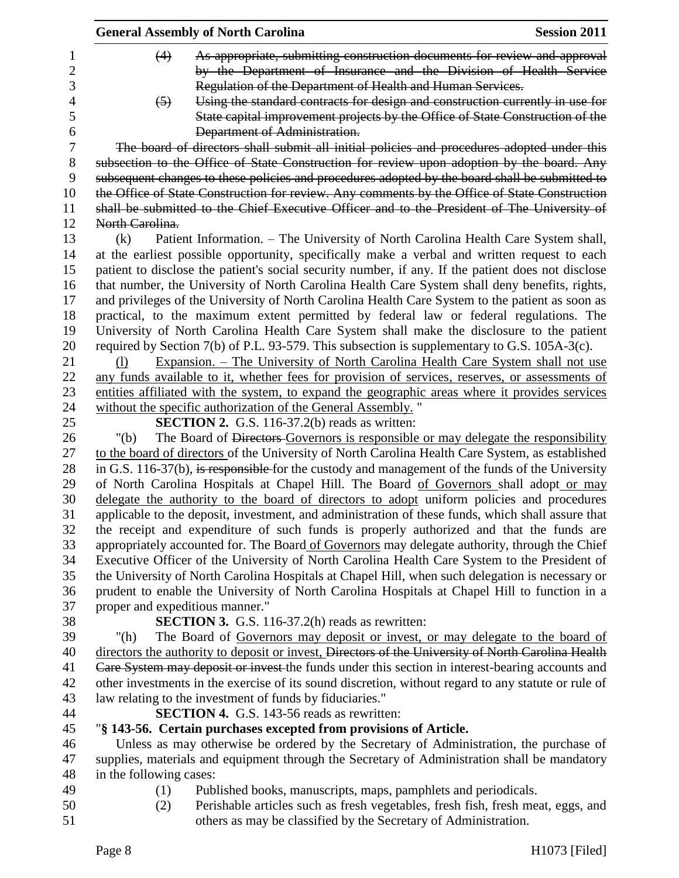(4) ~~As appropriate, submitting construction documents for review and approval by the Department of Insurance and the Division of Health Service Regulation of the Department of Health and Human Services.~~

(5) ~~Using the standard contracts for design and construction currently in use for State capital improvement projects by the Office of State Construction of the Department of Administration.~~

~~The board of directors shall submit all initial policies and procedures adopted under this subsection to the Office of State Construction for review upon adoption by the board. Any subsequent changes to these policies and procedures adopted by the board shall be submitted to the Office of State Construction for review. Any comments by the Office of State Construction shall be submitted to the Chief Executive Officer and to the President of The University of North Carolina.~~

(k) Patient Information. – The University of North Carolina Health Care System shall, at the earliest possible opportunity, specifically make a verbal and written request to each patient to disclose the patient's social security number, if any. If the patient does not disclose that number, the University of North Carolina Health Care System shall deny benefits, rights, and privileges of the University of North Carolina Health Care System to the patient as soon as practical, to the maximum extent permitted by federal law or federal regulations. The University of North Carolina Health Care System shall make the disclosure to the patient required by Section 7(b) of P.L. 93-579. This subsection is supplementary to G.S. 105A-3(c).

<u>(l) Expansion. – The University of North Carolina Health Care System shall not use any funds available to it, whether fees for provision of services, reserves, or assessments of entities affiliated with the system, to expand the geographic areas where it provides services without the specific authorization of the General Assembly.</u> "

**SECTION 2.** G.S. 116-37.2(b) reads as written:

"(b) The Board of ~~Directors~~ <u>Governors is responsible or may delegate the responsibility to the board of directors</u> of the University of North Carolina Health Care System, as established in G.S. 116-37(b), ~~is responsible~~ for the custody and management of the funds of the University of North Carolina Hospitals at Chapel Hill. The Board <u>of Governors</u> shall adopt <u>or may delegate the authority to the board of directors to adopt</u> uniform policies and procedures applicable to the deposit, investment, and administration of these funds, which shall assure that the receipt and expenditure of such funds is properly authorized and that the funds are appropriately accounted for. The Board <u>of Governors</u> may delegate authority, through the Chief Executive Officer of the University of North Carolina Health Care System to the President of the University of North Carolina Hospitals at Chapel Hill, when such delegation is necessary or prudent to enable the University of North Carolina Hospitals at Chapel Hill to function in a proper and expeditious manner."

**SECTION 3.** G.S. 116-37.2(h) reads as rewritten:

"(h) The Board of <u>Governors may deposit or invest, or may delegate to the board of directors the authority to deposit or invest,</u> ~~Directors of the University of North Carolina Health Care System may deposit or invest~~ the funds under this section in interest-bearing accounts and other investments in the exercise of its sound discretion, without regard to any statute or rule of law relating to the investment of funds by fiduciaries."

**SECTION 4.** G.S. 143-56 reads as rewritten:

"**§ 143-56. Certain purchases excepted from provisions of Article.**

Unless as may otherwise be ordered by the Secretary of Administration, the purchase of supplies, materials and equipment through the Secretary of Administration shall be mandatory in the following cases:

(1) Published books, manuscripts, maps, pamphlets and periodicals.

(2) Perishable articles such as fresh vegetables, fresh fish, fresh meat, eggs, and others as may be classified by the Secretary of Administration.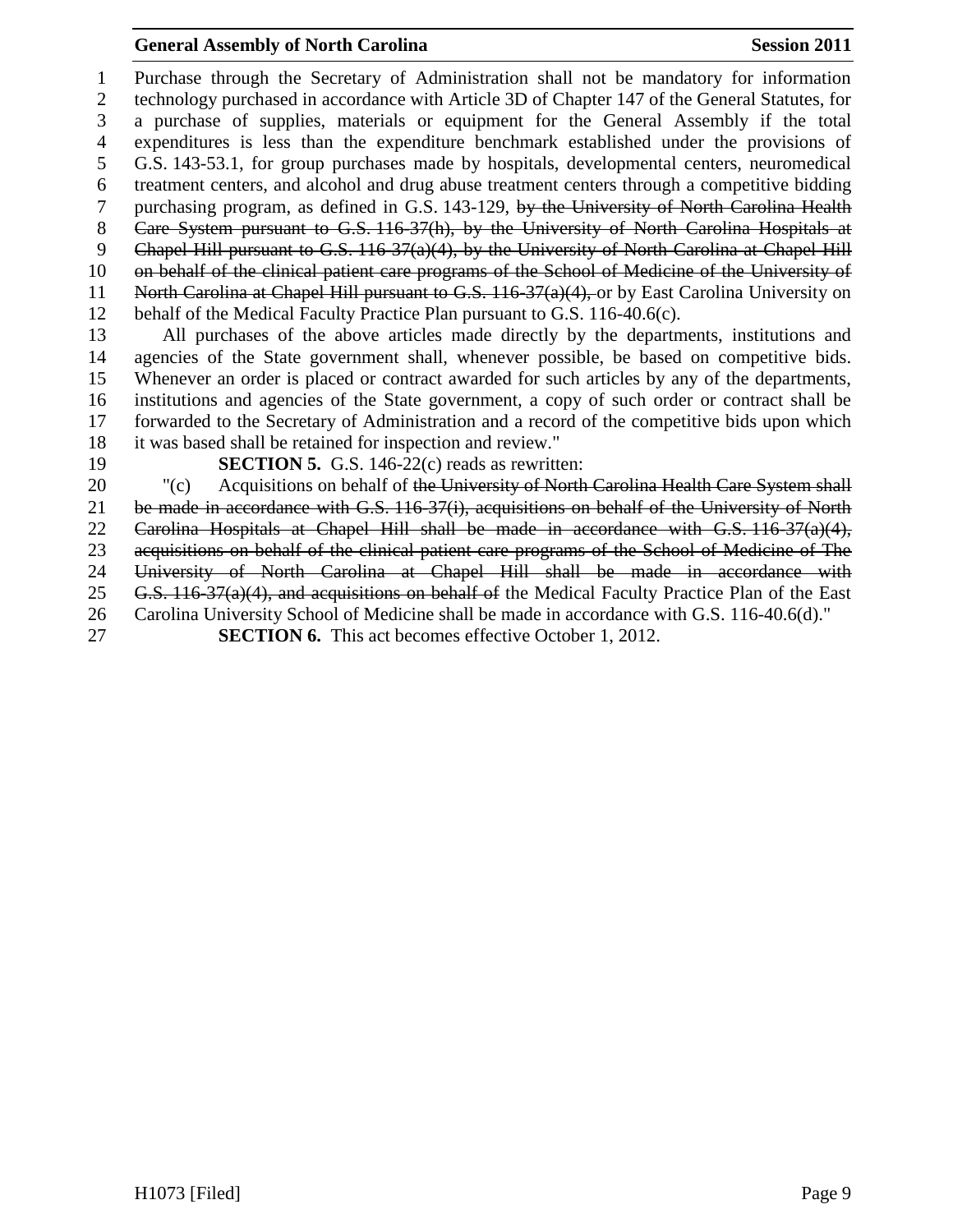Purchase through the Secretary of Administration shall not be mandatory for information technology purchased in accordance with Article 3D of Chapter 147 of the General Statutes, for a purchase of supplies, materials or equipment for the General Assembly if the total expenditures is less than the expenditure benchmark established under the provisions of G.S. 143-53.1, for group purchases made by hospitals, developmental centers, neuromedical treatment centers, and alcohol and drug abuse treatment centers through a competitive bidding purchasing program, as defined in G.S. 143-129, ~~by the University of North Carolina Health Care System pursuant to G.S. 116-37(h), by the University of North Carolina Hospitals at Chapel Hill pursuant to G.S. 116-37(a)(4), by the University of North Carolina at Chapel Hill on behalf of the clinical patient care programs of the School of Medicine of the University of North Carolina at Chapel Hill pursuant to G.S. 116-37(a)(4),~~ or by East Carolina University on behalf of the Medical Faculty Practice Plan pursuant to G.S. 116-40.6(c).

All purchases of the above articles made directly by the departments, institutions and agencies of the State government shall, whenever possible, be based on competitive bids. Whenever an order is placed or contract awarded for such articles by any of the departments, institutions and agencies of the State government, a copy of such order or contract shall be forwarded to the Secretary of Administration and a record of the competitive bids upon which it was based shall be retained for inspection and review."

**SECTION 5.** G.S. 146-22(c) reads as rewritten:

"(c) Acquisitions on behalf of ~~the University of North Carolina Health Care System shall be made in accordance with G.S. 116-37(i), acquisitions on behalf of the University of North Carolina Hospitals at Chapel Hill shall be made in accordance with G.S. 116-37(a)(4), acquisitions on behalf of the clinical patient care programs of the School of Medicine of The University of North Carolina at Chapel Hill shall be made in accordance with G.S. 116-37(a)(4), and acquisitions on behalf of~~ the Medical Faculty Practice Plan of the East Carolina University School of Medicine shall be made in accordance with G.S. 116-40.6(d)."

**SECTION 6.** This act becomes effective October 1, 2012.